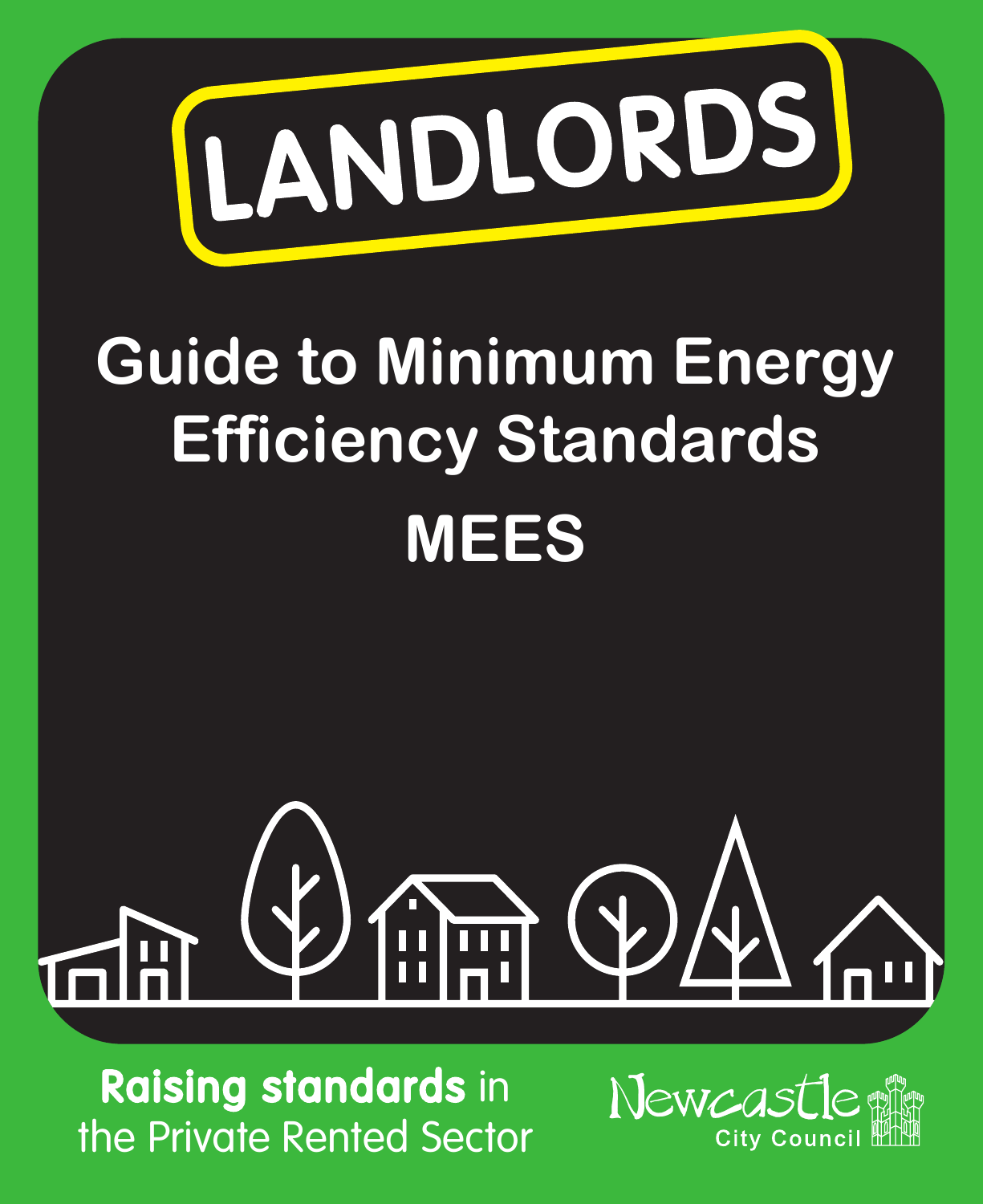# LANDLORDS

## Guide to Minimum Energy Efficiency Standards

## MEES

**Raising standards** in the Private Rented Sector

Newcastle City Council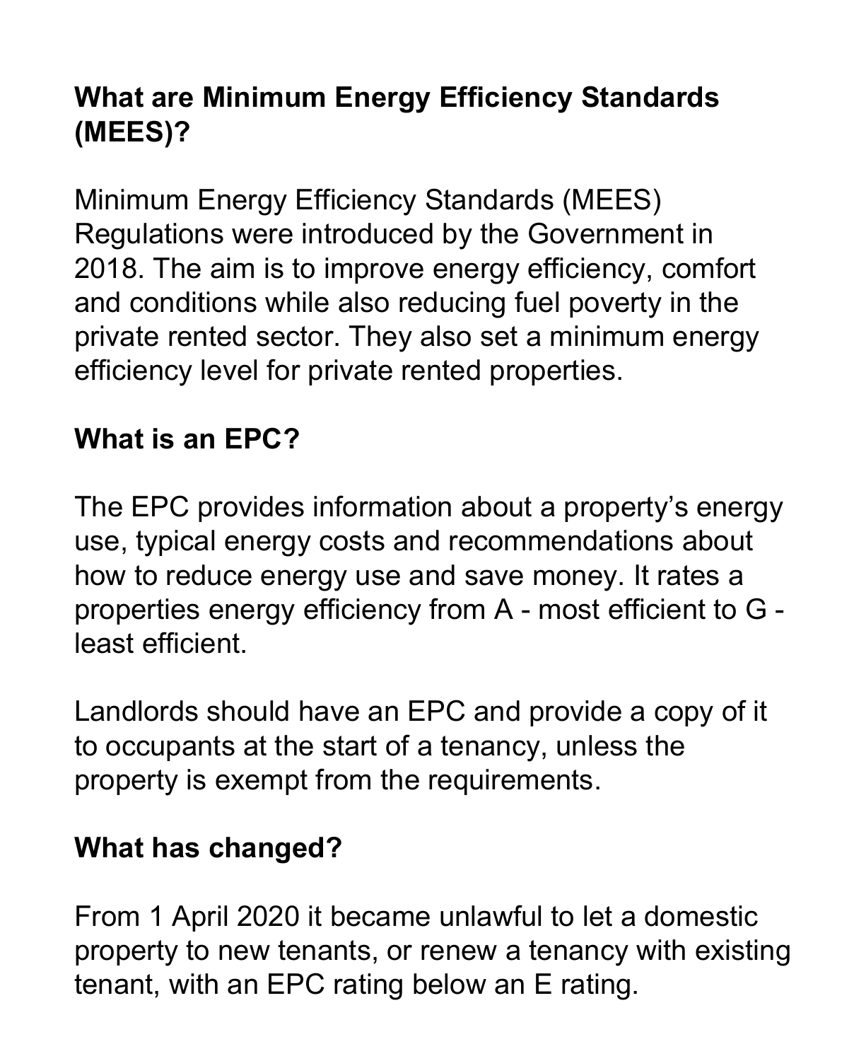## What are Minimum Energy Efficiency Standards (MEES)?

Minimum Energy Efficiency Standards (MEES) Regulations were introduced by the Government in 2018. The aim is to improve energy efficiency, comfort and conditions while also reducing fuel poverty in the private rented sector. They also set a minimum energy efficiency level for private rented properties.

## What is an EPC?

The EPC provides information about a property's energy use, typical energy costs and recommendations about how to reduce energy use and save money. It rates a properties energy efficiency from A - most efficient to G - least efficient.

Landlords should have an EPC and provide a copy of it to occupants at the start of a tenancy, unless the property is exempt from the requirements.

## What has changed?

From 1 April 2020 it became unlawful to let a domestic property to new tenants, or renew a tenancy with existing tenant, with an EPC rating below an E rating.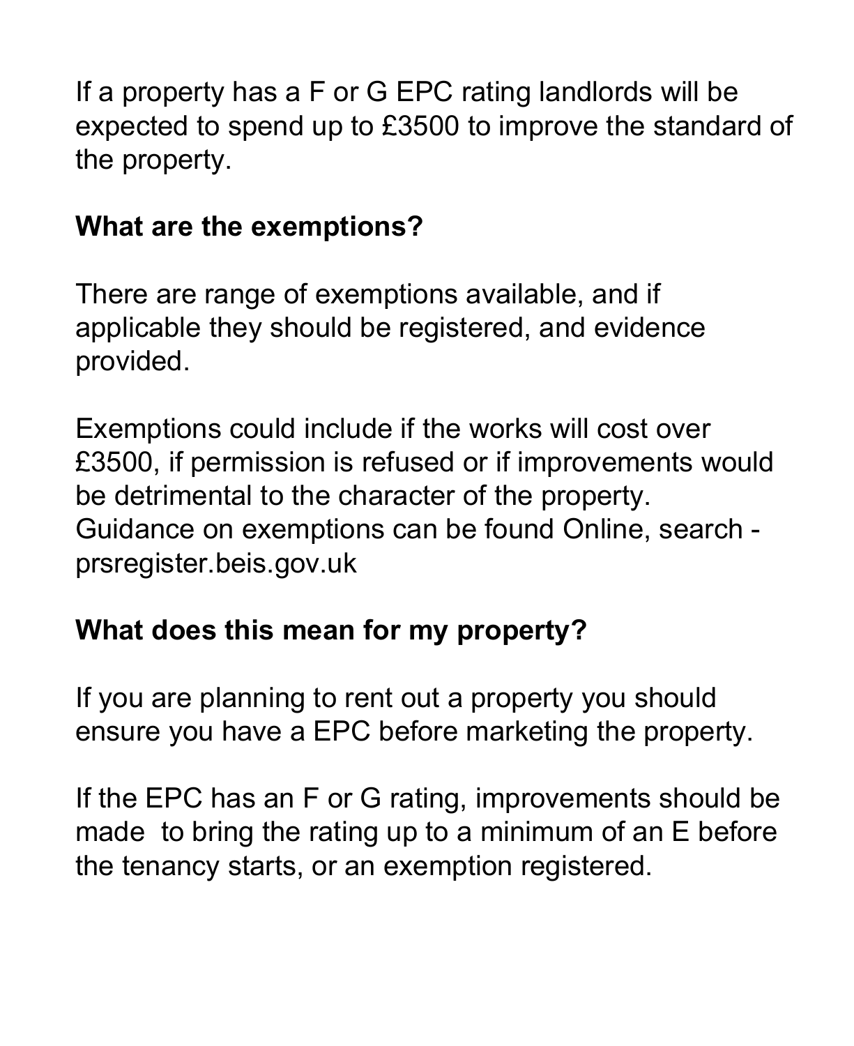If a property has a F or G EPC rating landlords will be expected to spend up to £3500 to improve the standard of the property.

**What are the exemptions?**

There are range of exemptions available, and if applicable they should be registered, and evidence provided.

Exemptions could include if the works will cost over £3500, if permission is refused or if improvements would be detrimental to the character of the property. Guidance on exemptions can be found Online, search - prsregister.beis.gov.uk

**What does this mean for my property?**

If you are planning to rent out a property you should ensure you have a EPC before marketing the property.

If the EPC has an F or G rating, improvements should be made to bring the rating up to a minimum of an E before the tenancy starts, or an exemption registered.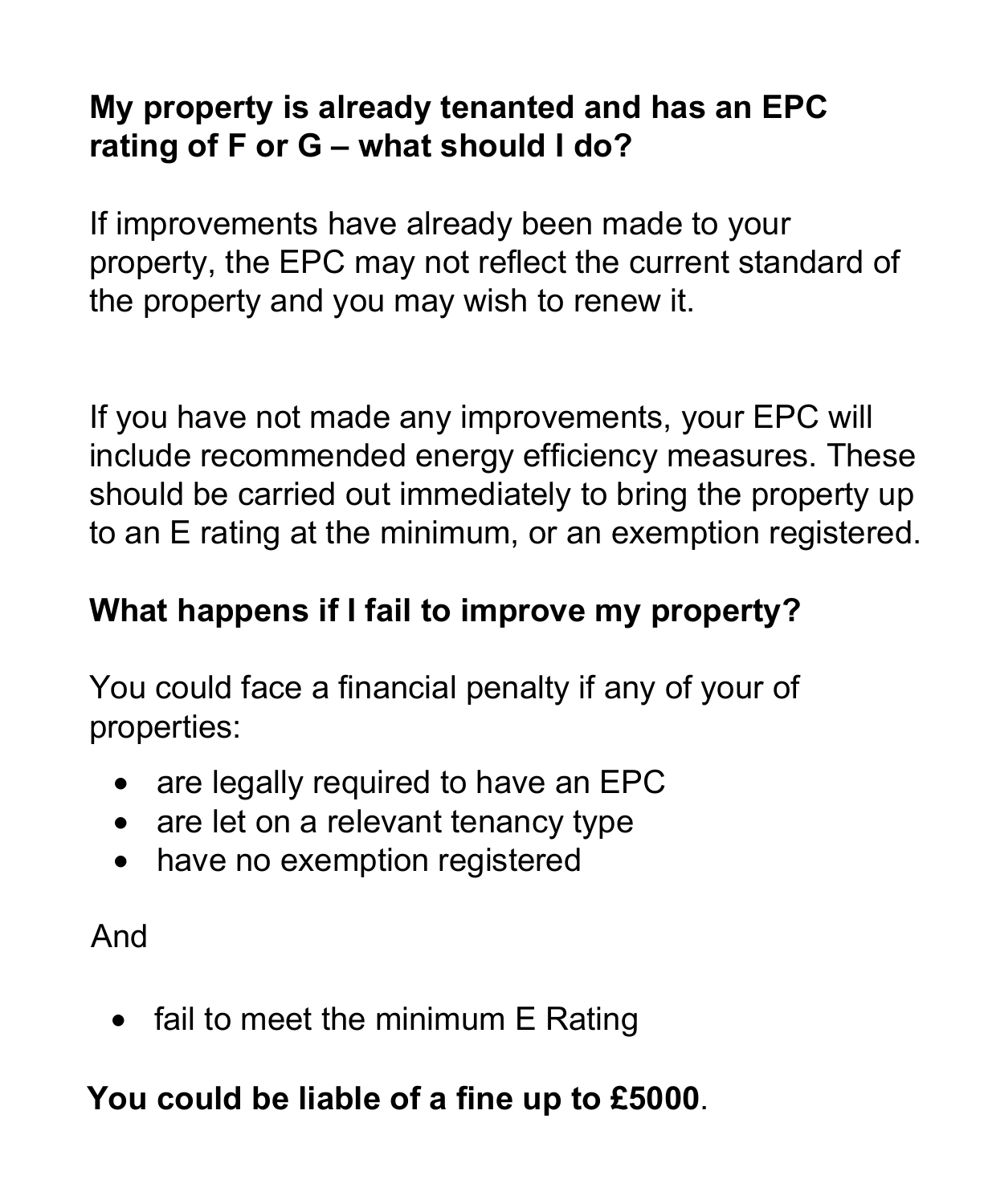**My property is already tenanted and has an EPC rating of F or G – what should I do?**

If improvements have already been made to your property, the EPC may not reflect the current standard of the property and you may wish to renew it.

If you have not made any improvements, your EPC will include recommended energy efficiency measures. These should be carried out immediately to bring the property up to an E rating at the minimum, or an exemption registered.

**What happens if I fail to improve my property?**

You could face a financial penalty if any of your of properties:

- are legally required to have an EPC
- are let on a relevant tenancy type
- have no exemption registered

And

- fail to meet the minimum E Rating

**You could be liable of a fine up to £5000**.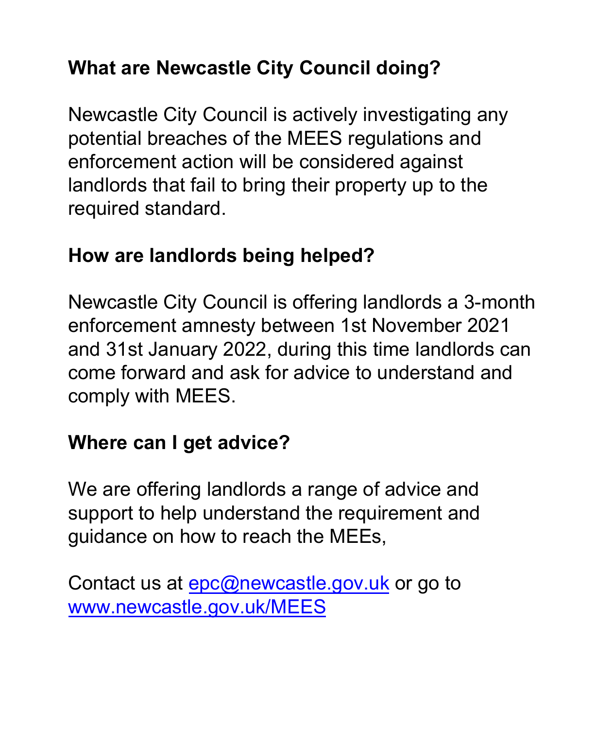## What are Newcastle City Council doing?

Newcastle City Council is actively investigating any potential breaches of the MEES regulations and enforcement action will be considered against landlords that fail to bring their property up to the required standard.

## How are landlords being helped?

Newcastle City Council is offering landlords a 3-month enforcement amnesty between 1st November 2021 and 31st January 2022, during this time landlords can come forward and ask for advice to understand and comply with MEES.

## Where can I get advice?

We are offering landlords a range of advice and support to help understand the requirement and guidance on how to reach the MEEs,

Contact us at [epc@newcastle.gov.uk](mailto:epc@newcastle.gov.uk) or go to [www.newcastle.gov.uk/MEES](http://www.newcastle.gov.uk/MEES)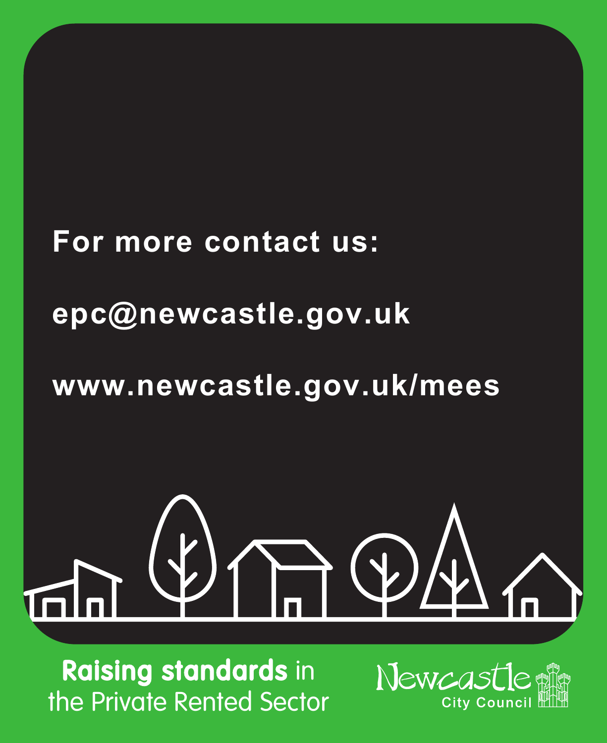**For more contact us:**

**epc@newcastle.gov.uk**

**www.newcastle.gov.uk/mees**

**Raising standards** in the Private Rented Sector

Newcastle City Council